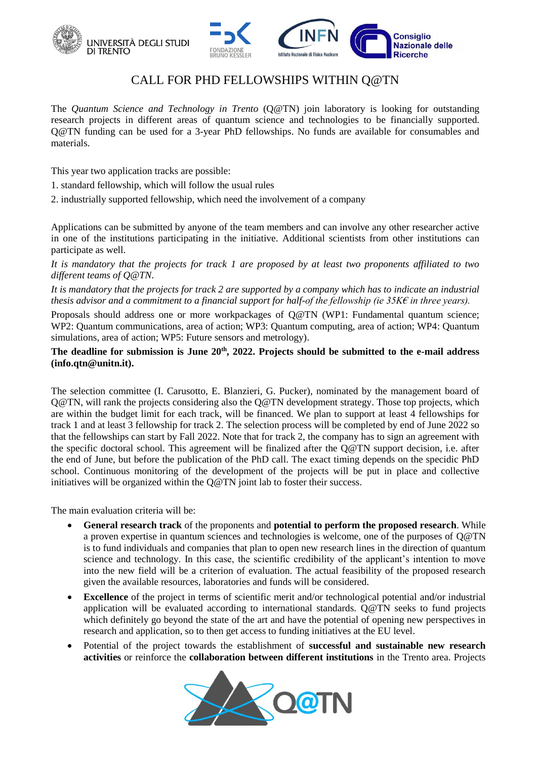# CALL FOR PHD FELLOWSHIPS WITHIN Q@TN

The *Quantum Science and Technology in Trento* (Q@TN) join laboratory is looking for outstanding research projects in different areas of quantum science and technologies to be financially supported. Q@TN funding can be used for a 3-year PhD fellowships. No funds are available for consumables and materials.

This year two application tracks are possible:

1. standard fellowship, which will follow the usual rules
2. industrially supported fellowship, which need the involvement of a company

Applications can be submitted by anyone of the team members and can involve any other researcher active in one of the institutions participating in the initiative. Additional scientists from other institutions can participate as well.

*It is mandatory that the projects for track 1 are proposed by at least two proponents affiliated to two different teams of Q@TN.*

*It is mandatory that the projects for track 2 are supported by a company which has to indicate an industrial thesis advisor and a commitment to a financial support for half-of the fellowship (ie 35K€ in three years).*

Proposals should address one or more workpackages of Q@TN (WP1: Fundamental quantum science; WP2: Quantum communications, area of action; WP3: Quantum computing, area of action; WP4: Quantum simulations, area of action; WP5: Future sensors and metrology).

**The deadline for submission is June 20th, 2022. Projects should be submitted to the e-mail address (info.qtn@unitn.it).**

The selection committee (I. Carusotto, E. Blanzieri, G. Pucker), nominated by the management board of Q@TN, will rank the projects considering also the Q@TN development strategy. Those top projects, which are within the budget limit for each track, will be financed. We plan to support at least 4 fellowships for track 1 and at least 3 fellowship for track 2. The selection process will be completed by end of June 2022 so that the fellowships can start by Fall 2022. Note that for track 2, the company has to sign an agreement with the specific doctoral school. This agreement will be finalized after the Q@TN support decision, i.e. after the end of June, but before the publication of the PhD call. The exact timing depends on the specidic PhD school. Continuous monitoring of the development of the projects will be put in place and collective initiatives will be organized within the Q@TN joint lab to foster their success.

The main evaluation criteria will be:

- **General research track** of the proponents and **potential to perform the proposed research**. While a proven expertise in quantum sciences and technologies is welcome, one of the purposes of Q@TN is to fund individuals and companies that plan to open new research lines in the direction of quantum science and technology. In this case, the scientific credibility of the applicant's intention to move into the new field will be a criterion of evaluation. The actual feasibility of the proposed research given the available resources, laboratories and funds will be considered.
- **Excellence** of the project in terms of scientific merit and/or technological potential and/or industrial application will be evaluated according to international standards. Q@TN seeks to fund projects which definitely go beyond the state of the art and have the potential of opening new perspectives in research and application, so to then get access to funding initiatives at the EU level.
- Potential of the project towards the establishment of **successful and sustainable new research activities** or reinforce the **collaboration between different institutions** in the Trento area. Projects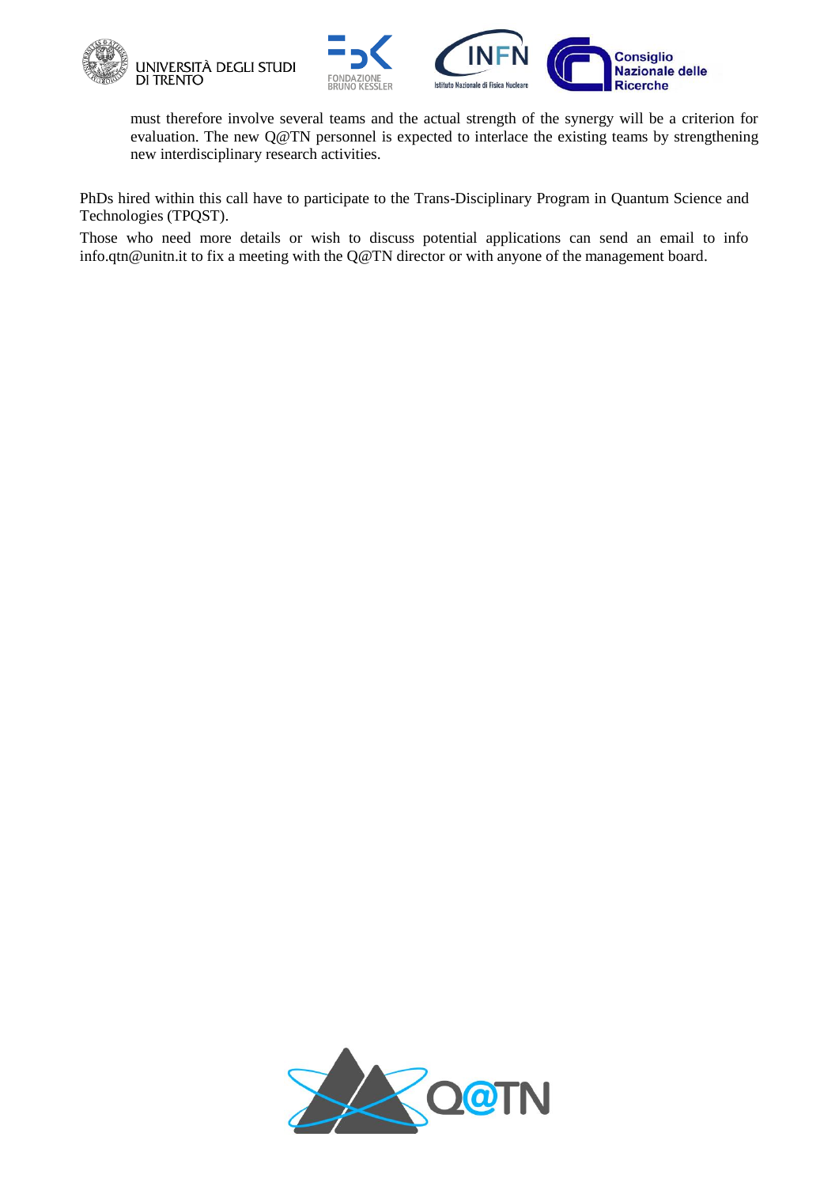must therefore involve several teams and the actual strength of the synergy will be a criterion for evaluation. The new Q@TN personnel is expected to interlace the existing teams by strengthening new interdisciplinary research activities.

PhDs hired within this call have to participate to the Trans-Disciplinary Program in Quantum Science and Technologies (TPQST).

Those who need more details or wish to discuss potential applications can send an email to info info.qtn@unitn.it to fix a meeting with the Q@TN director or with anyone of the management board.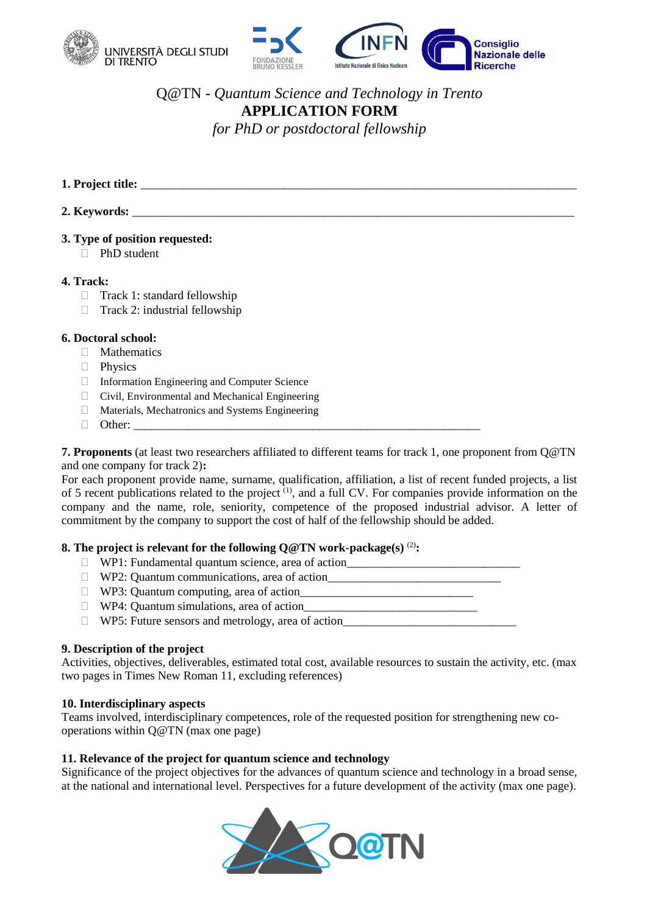Q@TN - *Quantum Science and Technology in Trento*

**APPLICATION FORM**

*for PhD or postdoctoral fellowship*

**1. Project title:** ___________________________________________________________________________

**2. Keywords:** ____________________________________________________________________________

**3. Type of position requested:**

- ☐ PhD student

**4. Track:**

- ☐ Track 1: standard fellowship
- ☐ Track 2: industrial fellowship

**6. Doctoral school:**

- ☐ Mathematics
- ☐ Physics
- ☐ Information Engineering and Computer Science
- ☐ Civil, Environmental and Mechanical Engineering
- ☐ Materials, Mechatronics and Systems Engineering
- ☐ Other: ___________________________________________________________

**7. Proponents** (at least two researchers affiliated to different teams for track 1, one proponent from Q@TN and one company for track 2)**:**

For each proponent provide name, surname, qualification, affiliation, a list of recent funded projects, a list of 5 recent publications related to the project [(1)], and a full CV. For companies provide information on the company and the name, role, seniority, competence of the proposed industrial advisor. A letter of commitment by the company to support the cost of half of the fellowship should be added.

**8. The project is relevant for the following Q@TN work-package(s)** [(2)]**:**

- ☐ WP1: Fundamental quantum science, area of action_____________________________
- ☐ WP2: Quantum communications, area of action_____________________________
- ☐ WP3: Quantum computing, area of action_____________________________
- ☐ WP4: Quantum simulations, area of action_____________________________
- ☐ WP5: Future sensors and metrology, area of action_____________________________

**9. Description of the project**

Activities, objectives, deliverables, estimated total cost, available resources to sustain the activity, etc. (max two pages in Times New Roman 11, excluding references)

**10. Interdisciplinary aspects**

Teams involved, interdisciplinary competences, role of the requested position for strengthening new co-operations within Q@TN (max one page)

**11. Relevance of the project for quantum science and technology**

Significance of the project objectives for the advances of quantum science and technology in a broad sense, at the national and international level. Perspectives for a future development of the activity (max one page).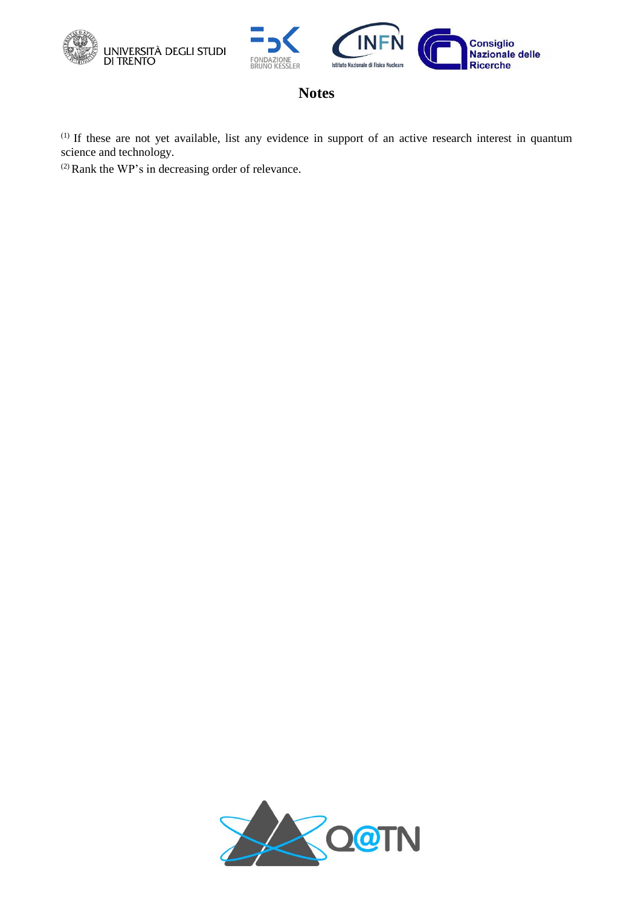## Notes

[1] If these are not yet available, list any evidence in support of an active research interest in quantum science and technology.

[2] Rank the WP's in decreasing order of relevance.